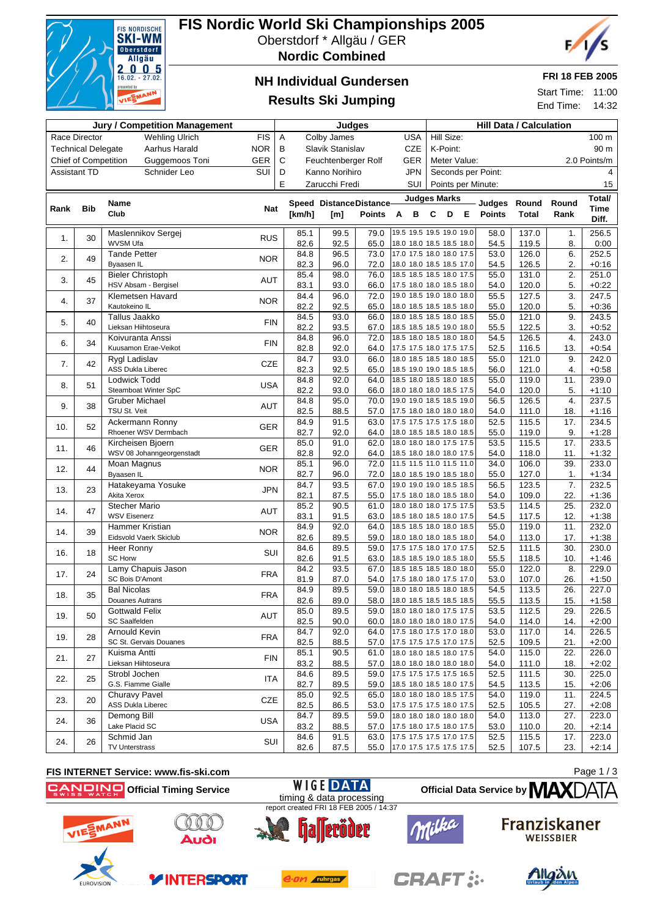# FIS Nordic World Ski Championships 2005

Oberstdorf * Allgäu / GER

**Nordic Combined**

## NH Individual Gundersen

## Results Ski Jumping

**FRI 18 FEB 2005**

Start Time: 11:00

End Time: 14:32

| Jury / Competition Management | | | | Judges | | | Hill Data / Calculation | |
|---|---|---|---|---|---|---|---|---|
| Race Director | Wehling Ulrich | FIS | A | Colby James | USA | | Hill Size: | 100 m |
| Technical Delegate | Aarhus Harald | NOR | B | Slavik Stanislav | CZE | | K-Point: | 90 m |
| Chief of Competition | Guggemoos Toni | GER | C | Feuchtenberger Rolf | GER | | Meter Value: | 2.0 Points/m |
| Assistant TD | Schnider Leo | SUI | D | Kanno Norihiro | JPN | | Seconds per Point: | 4 |
| | | | E | Zarucchi Fredi | SUI | | Points per Minute: | 15 |

| Rank | Bib | Name / Club | Nat | Speed [km/h] | Distance [m] | Distance Points | A | B | C | D | E | Judges Points | Round Total | Round Rank | Total/ Time Diff. |
|---|---|---|---|---|---|---|---|---|---|---|---|---|---|---|---|
| 1. | 30 | Maslennikov Sergej | RUS | 85.1 | 99.5 | 79.0 | 19.5 | 19.5 | 19.5 | 19.0 | 19.0 | 58.0 | 137.0 | 1. | 256.5 |
| | | WVSM Ufa | | 82.6 | 92.5 | 65.0 | 18.0 | 18.0 | 18.5 | 18.5 | 18.0 | 54.5 | 119.5 | 8. | 0:00 |
| 2. | 49 | Tande Petter | NOR | 84.8 | 96.5 | 73.0 | 17.0 | 17.5 | 18.0 | 18.0 | 17.5 | 53.0 | 126.0 | 6. | 252.5 |
| | | Byaasen IL | | 82.3 | 96.0 | 72.0 | 18.0 | 18.0 | 18.5 | 18.5 | 17.0 | 54.5 | 126.5 | 2. | +0:16 |
| 3. | 45 | Bieler Christoph | AUT | 85.4 | 98.0 | 76.0 | 18.5 | 18.5 | 18.5 | 18.0 | 17.5 | 55.0 | 131.0 | 2. | 251.0 |
| | | HSV Absam - Bergisel | | 83.1 | 93.0 | 66.0 | 17.5 | 18.0 | 18.0 | 18.5 | 18.0 | 54.0 | 120.0 | 5. | +0:22 |
| 4. | 37 | Klemetsen Havard | NOR | 84.4 | 96.0 | 72.0 | 19.0 | 18.5 | 19.0 | 18.0 | 18.0 | 55.5 | 127.5 | 3. | 247.5 |
| | | Kautokeino IL | | 82.2 | 92.5 | 65.0 | 18.0 | 18.5 | 18.5 | 18.5 | 18.0 | 55.0 | 120.0 | 5. | +0:36 |
| 5. | 40 | Tallus Jaakko | FIN | 84.5 | 93.0 | 66.0 | 18.0 | 18.5 | 18.5 | 18.0 | 18.5 | 55.0 | 121.0 | 9. | 243.5 |
| | | Lieksan Hiihtoseura | | 82.2 | 93.5 | 67.0 | 18.5 | 18.5 | 18.5 | 19.0 | 18.0 | 55.5 | 122.5 | 3. | +0:52 |
| 6. | 34 | Koivuranta Anssi | FIN | 84.8 | 96.0 | 72.0 | 18.5 | 18.0 | 18.5 | 18.0 | 18.0 | 54.5 | 126.5 | 4. | 243.0 |
| | | Kuusamon Erae-Veikot | | 82.8 | 92.0 | 64.0 | 17.5 | 17.5 | 18.0 | 17.5 | 17.5 | 52.5 | 116.5 | 13. | +0:54 |
| 7. | 42 | Rygl Ladislav | CZE | 84.7 | 93.0 | 66.0 | 18.0 | 18.5 | 18.5 | 18.0 | 18.5 | 55.0 | 121.0 | 9. | 242.0 |
| | | ASS Dukla Liberec | | 82.3 | 92.5 | 65.0 | 18.5 | 19.0 | 19.0 | 18.5 | 18.5 | 56.0 | 121.0 | 4. | +0:58 |
| 8. | 51 | Lodwick Todd | USA | 84.8 | 92.0 | 64.0 | 18.5 | 18.0 | 18.5 | 18.0 | 18.5 | 55.0 | 119.0 | 11. | 239.0 |
| | | Steamboat Winter SpC | | 82.2 | 93.0 | 66.0 | 18.0 | 18.0 | 18.0 | 18.5 | 17.5 | 54.0 | 120.0 | 5. | +1:10 |
| 9. | 38 | Gruber Michael | AUT | 84.8 | 95.0 | 70.0 | 19.0 | 19.0 | 18.5 | 18.5 | 19.0 | 56.5 | 126.5 | 4. | 237.5 |
| | | TSU St. Veit | | 82.5 | 88.5 | 57.0 | 17.5 | 18.0 | 18.0 | 18.0 | 18.0 | 54.0 | 111.0 | 18. | +1:16 |
| 10. | 52 | Ackermann Ronny | GER | 84.9 | 91.5 | 63.0 | 17.5 | 17.5 | 17.5 | 17.5 | 18.0 | 52.5 | 115.5 | 17. | 234.5 |
| | | Rhoener WSV Dermbach | | 82.7 | 92.0 | 64.0 | 18.0 | 18.5 | 18.5 | 18.0 | 18.5 | 55.0 | 119.0 | 9. | +1:28 |
| 11. | 46 | Kircheisen Bjoern | GER | 85.0 | 91.0 | 62.0 | 18.0 | 18.0 | 18.0 | 17.5 | 17.5 | 53.5 | 115.5 | 17. | 233.5 |
| | | WSV 08 Johanngeorgenstadt | | 82.8 | 92.0 | 64.0 | 18.5 | 18.0 | 18.0 | 18.0 | 17.5 | 54.0 | 118.0 | 11. | +1:32 |
| 12. | 44 | Moan Magnus | NOR | 85.1 | 96.0 | 72.0 | 11.5 | 11.5 | 11.0 | 11.5 | 11.0 | 34.0 | 106.0 | 39. | 233.0 |
| | | Byaasen IL | | 82.7 | 96.0 | 72.0 | 18.0 | 18.5 | 19.0 | 18.5 | 18.0 | 55.0 | 127.0 | 1. | +1:34 |
| 13. | 23 | Hatakeyama Yosuke | JPN | 84.7 | 93.5 | 67.0 | 19.0 | 19.0 | 19.0 | 18.5 | 18.5 | 56.5 | 123.5 | 7. | 232.5 |
| | | Akita Xerox | | 82.1 | 87.5 | 55.0 | 17.5 | 18.0 | 18.0 | 18.5 | 18.0 | 54.0 | 109.0 | 22. | +1:36 |
| 14. | 47 | Stecher Mario | AUT | 85.2 | 90.5 | 61.0 | 18.0 | 18.0 | 18.0 | 17.5 | 17.5 | 53.5 | 114.5 | 25. | 232.0 |
| | | WSV Eisenerz | | 83.1 | 91.5 | 63.0 | 18.5 | 18.0 | 18.5 | 18.0 | 17.5 | 54.5 | 117.5 | 12. | +1:38 |
| 14. | 39 | Hammer Kristian | NOR | 84.9 | 92.0 | 64.0 | 18.5 | 18.5 | 18.0 | 18.0 | 18.5 | 55.0 | 119.0 | 11. | 232.0 |
| | | Eidsvold Vaerk Skiclub | | 82.6 | 89.5 | 59.0 | 18.0 | 18.0 | 18.0 | 18.5 | 18.0 | 54.0 | 113.0 | 17. | +1:38 |
| 16. | 18 | Heer Ronny | SUI | 84.6 | 89.5 | 59.0 | 17.5 | 17.5 | 18.0 | 17.0 | 17.5 | 52.5 | 111.5 | 30. | 230.0 |
| | | SC Horw | | 82.6 | 91.5 | 63.0 | 18.5 | 18.5 | 19.0 | 18.5 | 18.0 | 55.5 | 118.5 | 10. | +1:46 |
| 17. | 24 | Lamy Chapuis Jason | FRA | 84.2 | 93.5 | 67.0 | 18.5 | 18.5 | 18.5 | 18.0 | 18.0 | 55.0 | 122.0 | 8. | 229.0 |
| | | SC Bois D'Amont | | 81.9 | 87.0 | 54.0 | 17.5 | 18.0 | 18.0 | 17.5 | 17.0 | 53.0 | 107.0 | 26. | +1:50 |
| 18. | 35 | Bal Nicolas | FRA | 84.9 | 89.5 | 59.0 | 18.0 | 18.0 | 18.5 | 18.0 | 18.5 | 54.5 | 113.5 | 26. | 227.0 |
| | | Douanes Autrans | | 82.6 | 89.0 | 58.0 | 18.0 | 18.5 | 18.5 | 18.5 | 18.5 | 55.5 | 113.5 | 15. | +1:58 |
| 19. | 50 | Gottwald Felix | AUT | 85.0 | 89.5 | 59.0 | 18.0 | 18.0 | 18.0 | 17.5 | 17.5 | 53.5 | 112.5 | 29. | 226.5 |
| | | SC Saalfelden | | 82.5 | 90.0 | 60.0 | 18.0 | 18.0 | 18.0 | 18.0 | 17.5 | 54.0 | 114.0 | 14. | +2:00 |
| 19. | 28 | Arnould Kevin | FRA | 84.7 | 92.0 | 64.0 | 17.5 | 18.0 | 17.5 | 17.0 | 18.0 | 53.0 | 117.0 | 14. | 226.5 |
| | | SC St. Gervais Douanes | | 82.5 | 88.5 | 57.0 | 17.5 | 17.5 | 17.5 | 17.0 | 17.5 | 52.5 | 109.5 | 21. | +2:00 |
| 21. | 27 | Kuisma Antti | FIN | 85.1 | 90.5 | 61.0 | 18.0 | 18.0 | 18.5 | 18.0 | 17.5 | 54.0 | 115.0 | 22. | 226.0 |
| | | Lieksan Hiihtoseura | | 83.2 | 88.5 | 57.0 | 18.0 | 18.0 | 18.0 | 18.0 | 18.0 | 54.0 | 111.0 | 18. | +2:02 |
| 22. | 25 | Strobl Jochen | ITA | 84.6 | 89.5 | 59.0 | 17.5 | 17.5 | 17.5 | 17.5 | 16.5 | 52.5 | 111.5 | 30. | 225.0 |
| | | G.S. Fiamme Gialle | | 82.7 | 89.5 | 59.0 | 18.5 | 18.0 | 18.5 | 18.0 | 17.5 | 54.5 | 113.5 | 15. | +2:06 |
| 23. | 20 | Churavy Pavel | CZE | 85.0 | 92.5 | 65.0 | 18.0 | 18.0 | 18.0 | 18.5 | 17.5 | 54.0 | 119.0 | 11. | 224.5 |
| | | ASS Dukla Liberec | | 82.5 | 86.5 | 53.0 | 17.5 | 17.5 | 17.5 | 18.0 | 17.5 | 52.5 | 105.5 | 27. | +2:08 |
| 24. | 36 | Demong Bill | USA | 84.7 | 89.5 | 59.0 | 18.0 | 18.0 | 18.0 | 18.0 | 18.0 | 54.0 | 113.0 | 27. | 223.0 |
| | | Lake Placid SC | | 83.2 | 88.5 | 57.0 | 17.5 | 18.0 | 17.5 | 18.0 | 17.5 | 53.0 | 110.0 | 20. | +2:14 |
| 24. | 26 | Schmid Jan | SUI | 84.6 | 91.5 | 63.0 | 17.5 | 17.5 | 17.5 | 17.0 | 17.5 | 52.5 | 115.5 | 17. | 223.0 |
| | | TV Unterstrass | | 82.6 | 87.5 | 55.0 | 17.0 | 17.5 | 17.5 | 17.5 | 17.5 | 52.5 | 107.5 | 23. | +2:14 |

FIS INTERNET Service: www.fis-ski.com

Official Timing Service | WIGE DATA timing & data processing | Official Data Service by MAXDATA

report created FRI 18 FEB 2005 / 14:37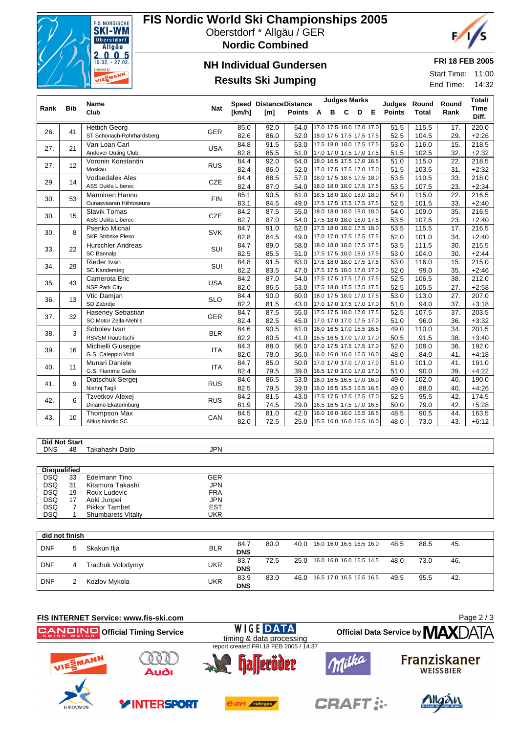# FIS Nordic World Ski Championships 2005

Oberstdorf * Allgäu / GER

**Nordic Combined**

## NH Individual Gundersen

## Results Ski Jumping

**FRI 18 FEB 2005**

Start Time: 11:00

End Time: 14:32

| Rank | Bib | Name / Club | Nat | Speed [km/h] | Distance [m] | Distance Points | Judges Marks A B C D E | Judges Points | Round Total | Round Rank | Total/ Time Diff. |
|---|---|---|---|---|---|---|---|---|---|---|---|
| 26. | 41 | Hettich Georg | GER | 85.0 | 92.0 | 64.0 | 17.0 17.5 18.0 17.0 17.0 | 51.5 | 115.5 | 17. | 220.0 |
| | | ST Schonach-Rohrhardsberg | | 82.6 | 86.0 | 52.0 | 18.0 17.5 17.5 17.5 17.5 | 52.5 | 104.5 | 29. | +2:26 |
| 27. | 21 | Van Loan Carl | USA | 84.8 | 91.5 | 63.0 | 17.5 18.0 18.0 17.5 17.5 | 53.0 | 116.0 | 15. | 218.5 |
| | | Andover Outing Club | | 82.8 | 85.5 | 51.0 | 17.0 17.0 17.5 17.0 17.5 | 51.5 | 102.5 | 32. | +2:32 |
| 27. | 12 | Voronin Konstantin | RUS | 84.4 | 92.0 | 64.0 | 18.0 16.5 17.5 17.0 16.5 | 51.0 | 115.0 | 22. | 218.5 |
| | | Moskau | | 82.4 | 86.0 | 52.0 | 17.0 17.5 17.5 17.0 17.0 | 51.5 | 103.5 | 31. | +2:32 |
| 29. | 14 | Vodsedalek Ales | CZE | 84.4 | 88.5 | 57.0 | 18.0 17.5 18.5 17.5 18.0 | 53.5 | 110.5 | 33. | 218.0 |
| | | ASS Dukla Liberec | | 82.4 | 87.0 | 54.0 | 18.0 18.0 18.0 17.5 17.5 | 53.5 | 107.5 | 23. | +2:34 |
| 30. | 53 | Manninen Hannu | FIN | 85.1 | 90.5 | 61.0 | 18.5 18.0 18.0 18.0 18.0 | 54.0 | 115.0 | 22. | 216.5 |
| | | Ounasvaaran Hiihtoseura | | 83.1 | 84.5 | 49.0 | 17.5 17.5 17.5 17.5 17.5 | 52.5 | 101.5 | 33. | +2:40 |
| 30. | 15 | Slavik Tomas | CZE | 84.2 | 87.5 | 55.0 | 18.0 18.0 18.0 18.0 18.0 | 54.0 | 109.0 | 35. | 216.5 |
| | | ASS Dukla Liberec | | 82.7 | 87.0 | 54.0 | 17.5 18.0 18.0 18.0 17.5 | 53.5 | 107.5 | 23. | +2:40 |
| 30. | 8 | Psenko Michal | SVK | 84.7 | 91.0 | 62.0 | 17.5 18.0 18.0 17.5 18.0 | 53.5 | 115.5 | 17. | 216.5 |
| | | SKP Strbske Pleso | | 82.8 | 84.5 | 49.0 | 17.0 17.0 17.5 17.5 17.5 | 52.0 | 101.0 | 34. | +2:40 |
| 33. | 22 | Hurschler Andreas | SUI | 84.7 | 89.0 | 58.0 | 18.0 18.0 18.0 17.5 17.5 | 53.5 | 111.5 | 30. | 215.5 |
| | | SC Bannalp | | 82.5 | 85.5 | 51.0 | 17.5 17.5 18.0 18.0 17.5 | 53.0 | 104.0 | 30. | +2:44 |
| 34. | 29 | Rieder Ivan | SUI | 84.8 | 91.5 | 63.0 | 17.5 18.0 18.0 17.5 17.5 | 53.0 | 116.0 | 15. | 215.0 |
| | | SC Kandersteg | | 82.2 | 83.5 | 47.0 | 17.5 17.5 18.0 17.0 17.0 | 52.0 | 99.0 | 35. | +2:46 |
| 35. | 43 | Camerota Eric | USA | 84.2 | 87.0 | 54.0 | 17.5 17.5 17.5 17.0 17.5 | 52.5 | 106.5 | 38. | 212.0 |
| | | NSF Park City | | 82.0 | 86.5 | 53.0 | 17.5 18.0 17.5 17.5 17.5 | 52.5 | 105.5 | 27. | +2:58 |
| 36. | 13 | Vtic Damjan | SLO | 84.4 | 90.0 | 60.0 | 18.0 17.5 18.0 17.0 17.5 | 53.0 | 113.0 | 27. | 207.0 |
| | | SD Zabrdje | | 82.2 | 81.5 | 43.0 | 17.0 17.0 17.5 17.0 17.0 | 51.0 | 94.0 | 37. | +3:18 |
| 37. | 32 | Haseney Sebastian | GER | 84.7 | 87.5 | 55.0 | 17.5 17.5 18.0 17.0 17.5 | 52.5 | 107.5 | 37. | 203.5 |
| | | SC Motor Zella-Mehlis | | 82.4 | 82.5 | 45.0 | 17.0 17.0 17.0 17.5 17.0 | 51.0 | 96.0 | 36. | +3:32 |
| 38. | 3 | Sobolev Ivan | BLR | 84.6 | 90.5 | 61.0 | 16.0 16.5 17.0 15.5 16.5 | 49.0 | 110.0 | 34. | 201.5 |
| | | RSVSM Raubitschi | | 82.2 | 80.5 | 41.0 | 15.5 16.5 17.0 17.0 17.0 | 50.5 | 91.5 | 38. | +3:40 |
| 39. | 16 | Michielli Giuseppe | ITA | 84.3 | 88.0 | 56.0 | 17.0 17.5 17.5 17.5 17.0 | 52.0 | 108.0 | 36. | 192.0 |
| | | G.S. Caleppio Vinil | | 82.0 | 78.0 | 36.0 | 16.0 16.0 16.0 16.5 16.0 | 48.0 | 84.0 | 41. | +4:18 |
| 40. | 11 | Munari Daniele | ITA | 84.7 | 85.0 | 50.0 | 17.0 17.0 17.0 17.0 17.0 | 51.0 | 101.0 | 41. | 191.0 |
| | | G.S. Fiamme Gialle | | 82.4 | 79.5 | 39.0 | 16.5 17.0 17.0 17.0 17.0 | 51.0 | 90.0 | 39. | +4:22 |
| 41. | 9 | Diatschuk Sergej | RUS | 84.6 | 86.5 | 53.0 | 16.0 16.5 16.5 17.0 16.0 | 49.0 | 102.0 | 40. | 190.0 |
| | | Nishnj Tagli | | 82.5 | 79.5 | 39.0 | 16.0 16.5 15.5 16.5 16.5 | 49.0 | 88.0 | 40. | +4:26 |
| 42. | 6 | Tzvetkov Alexej | RUS | 84.2 | 81.5 | 43.0 | 17.5 17.5 17.5 17.5 17.0 | 52.5 | 95.5 | 42. | 174.5 |
| | | Dinamo Ekaterinburg | | 81.9 | 74.5 | 29.0 | 16.5 16.5 17.5 17.0 16.5 | 50.0 | 79.0 | 42. | +5:28 |
| 43. | 10 | Thompson Max | CAN | 84.5 | 81.0 | 42.0 | 16.0 16.0 16.0 16.5 16.5 | 48.5 | 90.5 | 44. | 163.5 |
| | | Altius Nordic SC | | 82.0 | 72.5 | 25.0 | 15.5 16.0 16.0 16.5 16.0 | 48.0 | 73.0 | 43. | +6:12 |

**Did Not Start**

| | | | |
|---|---|---|---|
| DNS | 48 | Takahashi Daito | JPN |

**Disqualified**

| | | | |
|---|---|---|---|
| DSQ | 33 | Edelmann Tino | GER |
| DSQ | 31 | Kitamura Takashi | JPN |
| DSQ | 19 | Roux Ludovic | FRA |
| DSQ | 17 | Aoki Junpei | JPN |
| DSQ | 7 | Pikkor Tambet | EST |
| DSQ | 1 | Shumbarets Vitaliy | UKR |

**did not finish**

| | | | | | | | | | | |
|---|---|---|---|---|---|---|---|---|---|---|
| DNF | 5 | Skakun Ilja | BLR | 84.7 DNS | 80.0 | 40.0 | 16.0 16.0 16.5 16.5 16.0 | 48.5 | 88.5 | 45. |
| DNF | 4 | Trachuk Volodymyr | UKR | 83.7 DNS | 72.5 | 25.0 | 16.0 16.0 16.0 16.5 14.5 | 48.0 | 73.0 | 46. |
| DNF | 2 | Kozlov Mykola | UKR | 83.9 DNS | 83.0 | 46.0 | 16.5 17.0 16.5 16.5 16.5 | 49.5 | 95.5 | 42. |

FIS INTERNET Service: www.fis-ski.com

CANDINO Official Timing Service

WIGE DATA timing & data processing

report created FRI 18 FEB 2005 / 14:37

Official Data Service by MAXDATA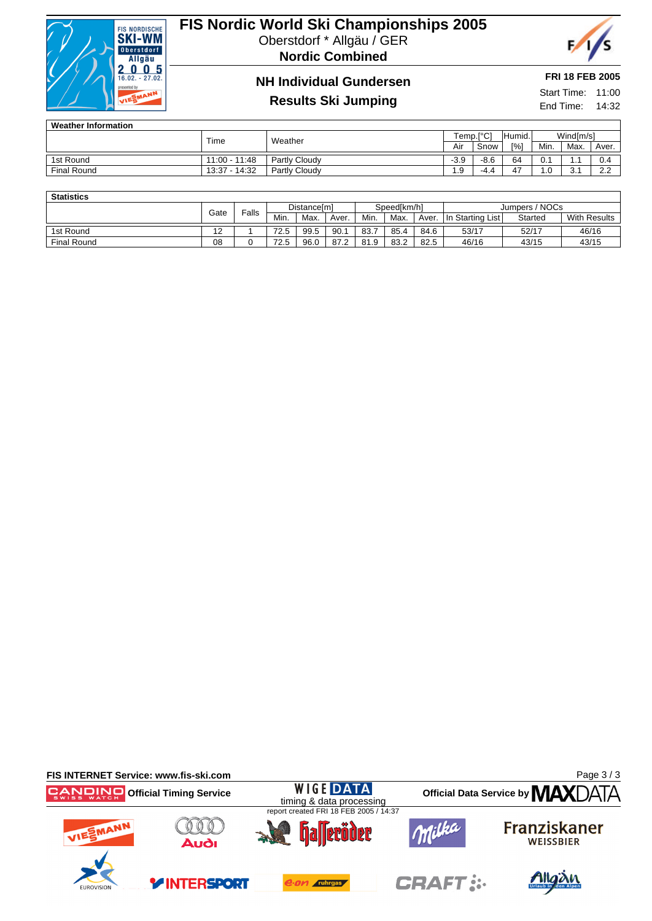# FIS Nordic World Ski Championships 2005

Oberstdorf * Allgäu / GER

**Nordic Combined**

## NH Individual Gundersen

## Results Ski Jumping

**FRI 18 FEB 2005**

Start Time: 11:00

End Time: 14:32

| Weather Information | Time | Weather | Temp.[°C] | | Humid. | Wind[m/s] | | |
|---|---|---|---|---|---|---|---|---|
| | | | Air | Snow | [%] | Min. | Max. | Aver. |
| 1st Round | 11:00 - 11:48 | Partly Cloudy | -3.9 | -8.6 | 64 | 0.1 | 1.1 | 0.4 |
| Final Round | 13:37 - 14:32 | Partly Cloudy | 1.9 | -4.4 | 47 | 1.0 | 3.1 | 2.2 |

| Statistics | Gate | Falls | Distance[m] | | | Speed[km/h] | | | Jumpers / NOCs | | |
|---|---|---|---|---|---|---|---|---|---|---|---|
| | | | Min. | Max. | Aver. | Min. | Max. | Aver. | In Starting List | Started | With Results |
| 1st Round | 12 | 1 | 72.5 | 99.5 | 90.1 | 83.7 | 85.4 | 84.6 | 53/17 | 52/17 | 46/16 |
| Final Round | 08 | 0 | 72.5 | 96.0 | 87.2 | 81.9 | 83.2 | 82.5 | 46/16 | 43/15 | 43/15 |

FIS INTERNET Service: www.fis-ski.com

Official Timing Service

timing & data processing

report created FRI 18 FEB 2005 / 14:37

Official Data Service by MAXDATA